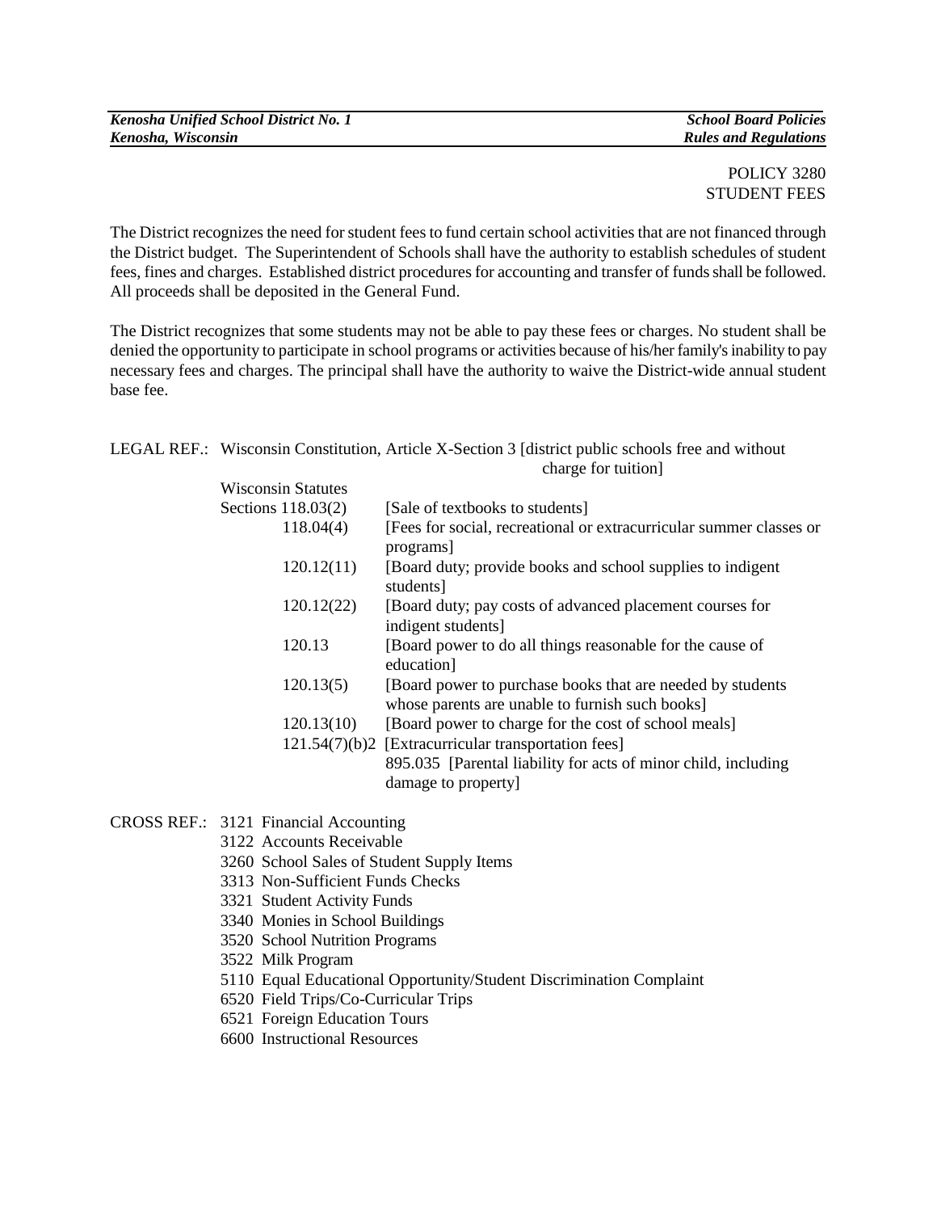POLICY 3280
STUDENT FEES

The District recognizes the need for student fees to fund certain school activities that are not financed through the District budget. The Superintendent of Schools shall have the authority to establish schedules of student fees, fines and charges. Established district procedures for accounting and transfer of funds shall be followed. All proceeds shall be deposited in the General Fund.

The District recognizes that some students may not be able to pay these fees or charges. No student shall be denied the opportunity to participate in school programs or activities because of his/her family's inability to pay necessary fees and charges. The principal shall have the authority to waive the District-wide annual student base fee.

LEGAL REF.: Wisconsin Constitution, Article X-Section 3 [district public schools free and without charge for tuition]

Wisconsin Statutes

| | |
|---|---|
| Sections 118.03(2) | [Sale of textbooks to students] |
| 118.04(4) | [Fees for social, recreational or extracurricular summer classes or programs] |
| 120.12(11) | [Board duty; provide books and school supplies to indigent students] |
| 120.12(22) | [Board duty; pay costs of advanced placement courses for indigent students] |
| 120.13 | [Board power to do all things reasonable for the cause of education] |
| 120.13(5) | [Board power to purchase books that are needed by students whose parents are unable to furnish such books] |
| 120.13(10) | [Board power to charge for the cost of school meals] |
| 121.54(7)(b)2 | [Extracurricular transportation fees] |
| 895.035 | [Parental liability for acts of minor child, including damage to property] |

CROSS REF.:
- 3121 Financial Accounting
- 3122 Accounts Receivable
- 3260 School Sales of Student Supply Items
- 3313 Non-Sufficient Funds Checks
- 3321 Student Activity Funds
- 3340 Monies in School Buildings
- 3520 School Nutrition Programs
- 3522 Milk Program
- 5110 Equal Educational Opportunity/Student Discrimination Complaint
- 6520 Field Trips/Co-Curricular Trips
- 6521 Foreign Education Tours
- 6600 Instructional Resources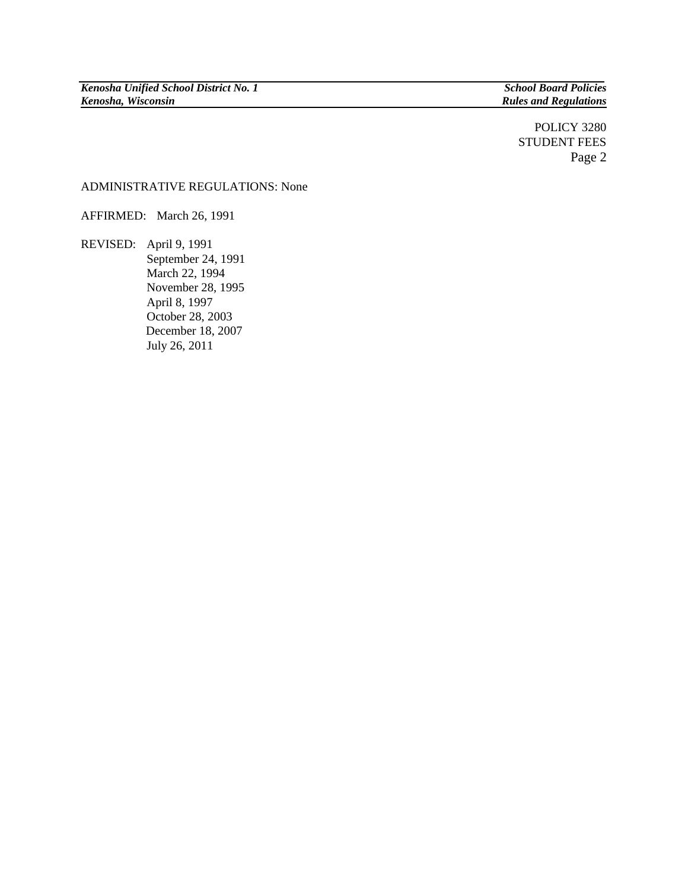ADMINISTRATIVE REGULATIONS: None

AFFIRMED: March 26, 1991

REVISED: April 9, 1991
September 24, 1991
March 22, 1994
November 28, 1995
April 8, 1997
October 28, 2003
December 18, 2007
July 26, 2011